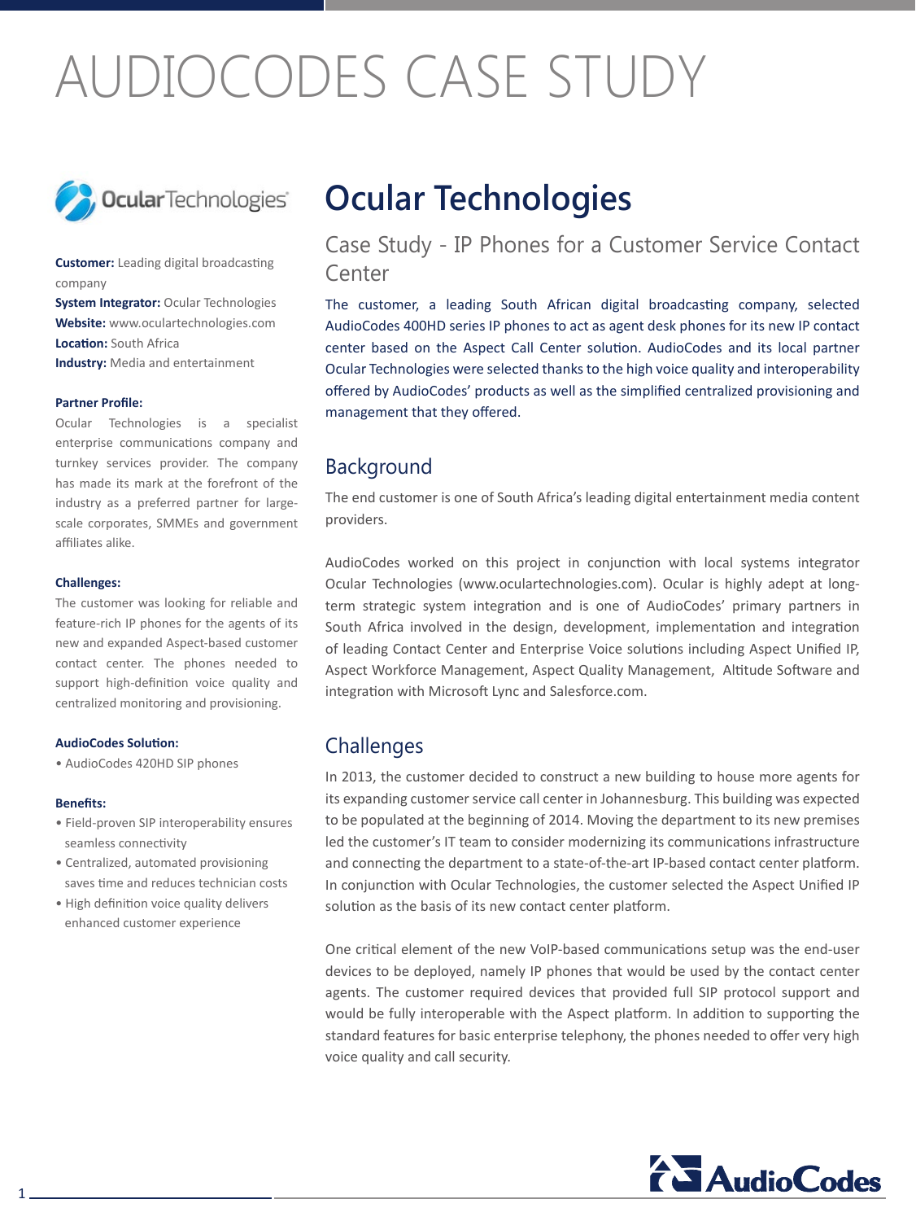# AUDIOCODES CASE STUDY

**Customer:** Leading digital broadcasting company
**System Integrator:** Ocular Technologies
**Website:** www.oculartechnologies.com
**Location:** South Africa
**Industry:** Media and entertainment

#### Partner Profile:

Ocular Technologies is a specialist enterprise communications company and turnkey services provider. The company has made its mark at the forefront of the industry as a preferred partner for large-scale corporates, SMMEs and government affiliates alike.

#### Challenges:

The customer was looking for reliable and feature-rich IP phones for the agents of its new and expanded Aspect-based customer contact center. The phones needed to support high-definition voice quality and centralized monitoring and provisioning.

#### AudioCodes Solution:

- AudioCodes 420HD SIP phones

#### Benefits:

- Field-proven SIP interoperability ensures seamless connectivity
- Centralized, automated provisioning saves time and reduces technician costs
- High definition voice quality delivers enhanced customer experience

## Ocular Technologies

### Case Study - IP Phones for a Customer Service Contact Center

The customer, a leading South African digital broadcasting company, selected AudioCodes 400HD series IP phones to act as agent desk phones for its new IP contact center based on the Aspect Call Center solution. AudioCodes and its local partner Ocular Technologies were selected thanks to the high voice quality and interoperability offered by AudioCodes' products as well as the simplified centralized provisioning and management that they offered.

### Background

The end customer is one of South Africa's leading digital entertainment media content providers.

AudioCodes worked on this project in conjunction with local systems integrator Ocular Technologies (www.oculartechnologies.com). Ocular is highly adept at long-term strategic system integration and is one of AudioCodes' primary partners in South Africa involved in the design, development, implementation and integration of leading Contact Center and Enterprise Voice solutions including Aspect Unified IP, Aspect Workforce Management, Aspect Quality Management, Altitude Software and integration with Microsoft Lync and Salesforce.com.

### Challenges

In 2013, the customer decided to construct a new building to house more agents for its expanding customer service call center in Johannesburg. This building was expected to be populated at the beginning of 2014. Moving the department to its new premises led the customer's IT team to consider modernizing its communications infrastructure and connecting the department to a state-of-the-art IP-based contact center platform. In conjunction with Ocular Technologies, the customer selected the Aspect Unified IP solution as the basis of its new contact center platform.

One critical element of the new VoIP-based communications setup was the end-user devices to be deployed, namely IP phones that would be used by the contact center agents. The customer required devices that provided full SIP protocol support and would be fully interoperable with the Aspect platform. In addition to supporting the standard features for basic enterprise telephony, the phones needed to offer very high voice quality and call security.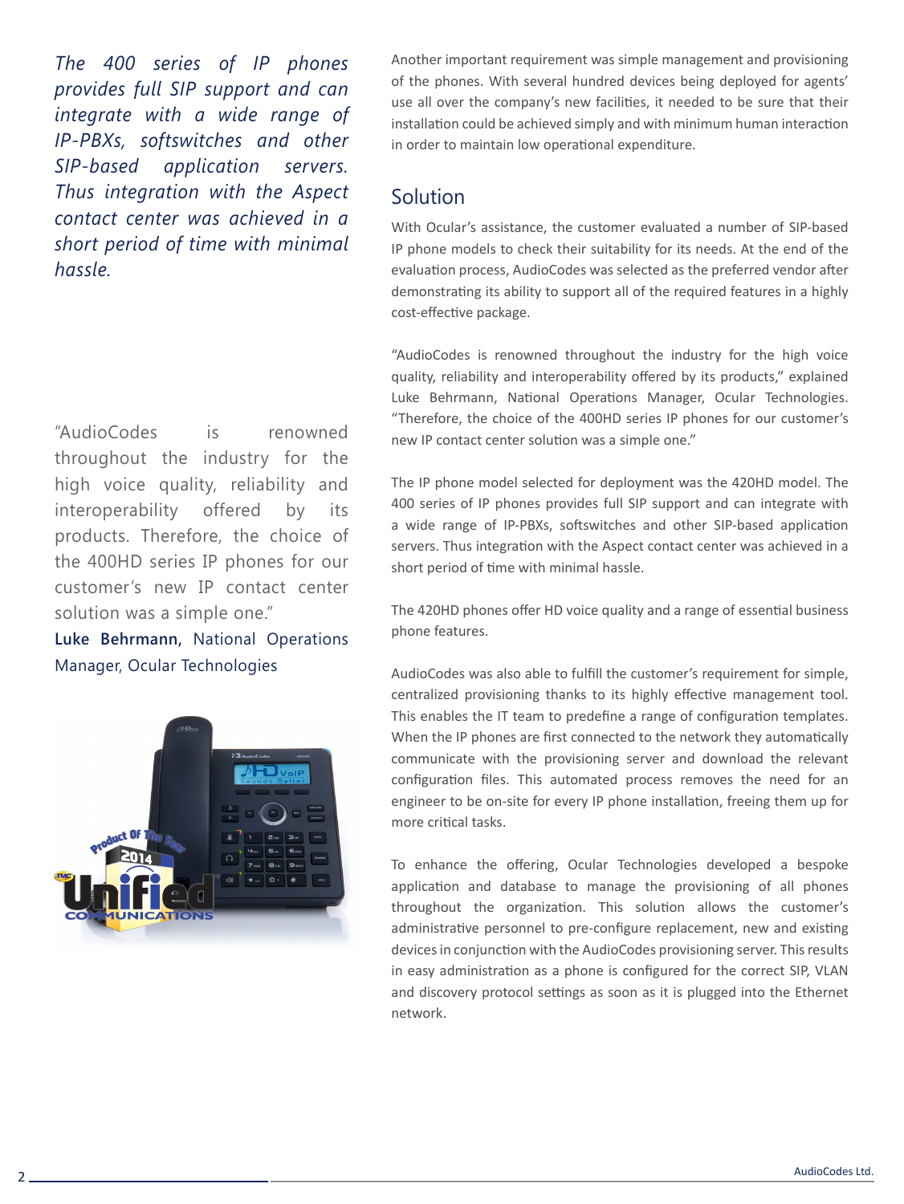*The 400 series of IP phones provides full SIP support and can integrate with a wide range of IP-PBXs, softswitches and other SIP-based application servers. Thus integration with the Aspect contact center was achieved in a short period of time with minimal hassle.*

"AudioCodes is renowned throughout the industry for the high voice quality, reliability and interoperability offered by its products. Therefore, the choice of the 400HD series IP phones for our customer's new IP contact center solution was a simple one."

**Luke Behrmann,** National Operations Manager, Ocular Technologies

Another important requirement was simple management and provisioning of the phones. With several hundred devices being deployed for agents' use all over the company's new facilities, it needed to be sure that their installation could be achieved simply and with minimum human interaction in order to maintain low operational expenditure.

## Solution

With Ocular's assistance, the customer evaluated a number of SIP-based IP phone models to check their suitability for its needs. At the end of the evaluation process, AudioCodes was selected as the preferred vendor after demonstrating its ability to support all of the required features in a highly cost-effective package.

"AudioCodes is renowned throughout the industry for the high voice quality, reliability and interoperability offered by its products," explained Luke Behrmann, National Operations Manager, Ocular Technologies. "Therefore, the choice of the 400HD series IP phones for our customer's new IP contact center solution was a simple one."

The IP phone model selected for deployment was the 420HD model. The 400 series of IP phones provides full SIP support and can integrate with a wide range of IP-PBXs, softswitches and other SIP-based application servers. Thus integration with the Aspect contact center was achieved in a short period of time with minimal hassle.

The 420HD phones offer HD voice quality and a range of essential business phone features.

AudioCodes was also able to fulfill the customer's requirement for simple, centralized provisioning thanks to its highly effective management tool. This enables the IT team to predefine a range of configuration templates. When the IP phones are first connected to the network they automatically communicate with the provisioning server and download the relevant configuration files. This automated process removes the need for an engineer to be on-site for every IP phone installation, freeing them up for more critical tasks.

To enhance the offering, Ocular Technologies developed a bespoke application and database to manage the provisioning of all phones throughout the organization. This solution allows the customer's administrative personnel to pre-configure replacement, new and existing devices in conjunction with the AudioCodes provisioning server. This results in easy administration as a phone is configured for the correct SIP, VLAN and discovery protocol settings as soon as it is plugged into the Ethernet network.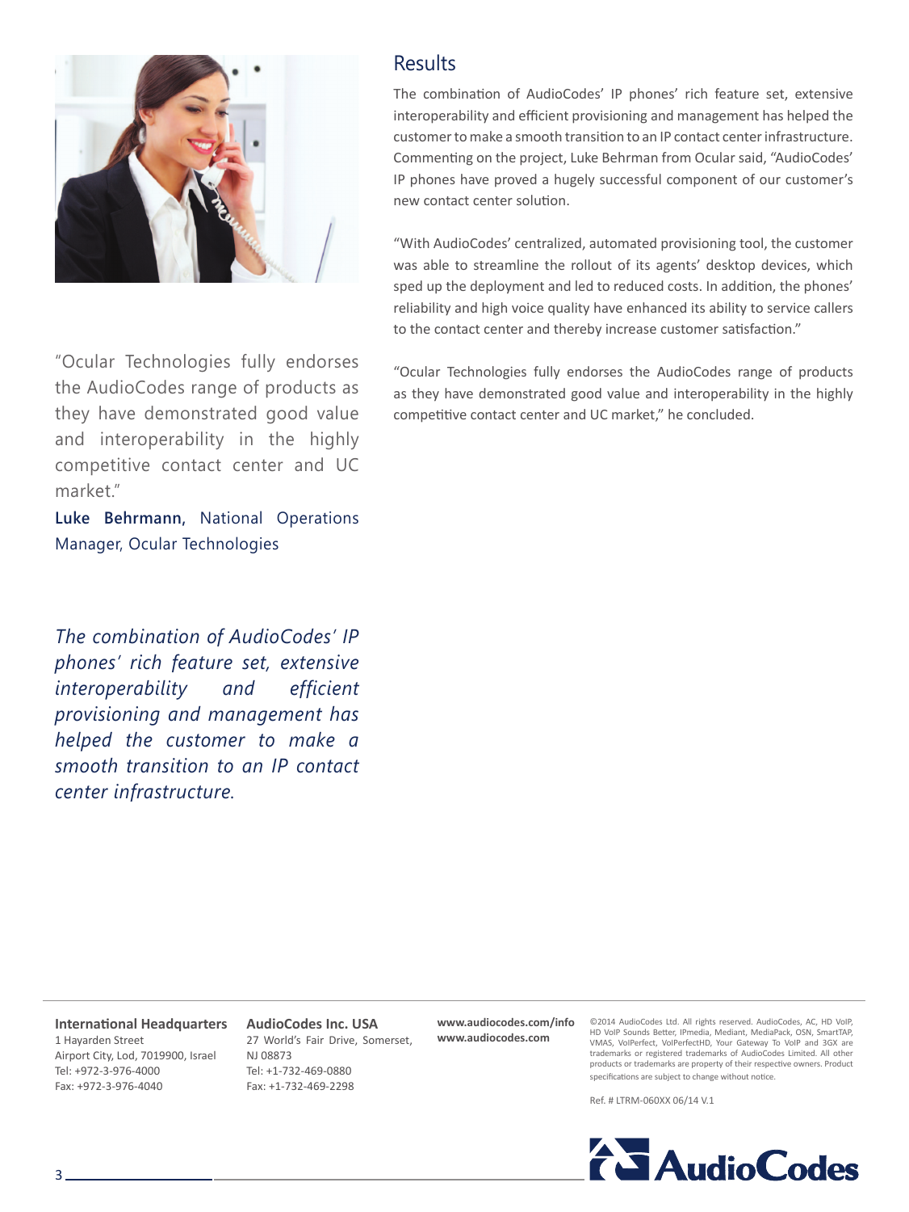## Results

The combination of AudioCodes' IP phones' rich feature set, extensive interoperability and efficient provisioning and management has helped the customer to make a smooth transition to an IP contact center infrastructure. Commenting on the project, Luke Behrman from Ocular said, "AudioCodes' IP phones have proved a hugely successful component of our customer's new contact center solution.

"With AudioCodes' centralized, automated provisioning tool, the customer was able to streamline the rollout of its agents' desktop devices, which sped up the deployment and led to reduced costs. In addition, the phones' reliability and high voice quality have enhanced its ability to service callers to the contact center and thereby increase customer satisfaction."

"Ocular Technologies fully endorses the AudioCodes range of products as they have demonstrated good value and interoperability in the highly competitive contact center and UC market," he concluded.

"Ocular Technologies fully endorses the AudioCodes range of products as they have demonstrated good value and interoperability in the highly competitive contact center and UC market."

**Luke Behrmann,** National Operations Manager, Ocular Technologies

*The combination of AudioCodes' IP phones' rich feature set, extensive interoperability and efficient provisioning and management has helped the customer to make a smooth transition to an IP contact center infrastructure.*

**International Headquarters**
1 Hayarden Street
Airport City, Lod, 7019900, Israel
Tel: +972-3-976-4000
Fax: +972-3-976-4040

**AudioCodes Inc. USA**
27 World's Fair Drive, Somerset, NJ 08873
Tel: +1-732-469-0880
Fax: +1-732-469-2298

**www.audiocodes.com/info**
**www.audiocodes.com**

©2014 AudioCodes Ltd. All rights reserved. AudioCodes, AC, HD VoIP, HD VoIP Sounds Better, IPmedia, Mediant, MediaPack, OSN, SmartTAP, VMAS, VoIPerfect, VoIPerfectHD, Your Gateway To VoIP and 3GX are trademarks or registered trademarks of AudioCodes Limited. All other products or trademarks are property of their respective owners. Product specifications are subject to change without notice.

Ref. # LTRM-060XX 06/14 V.1

AudioCodes